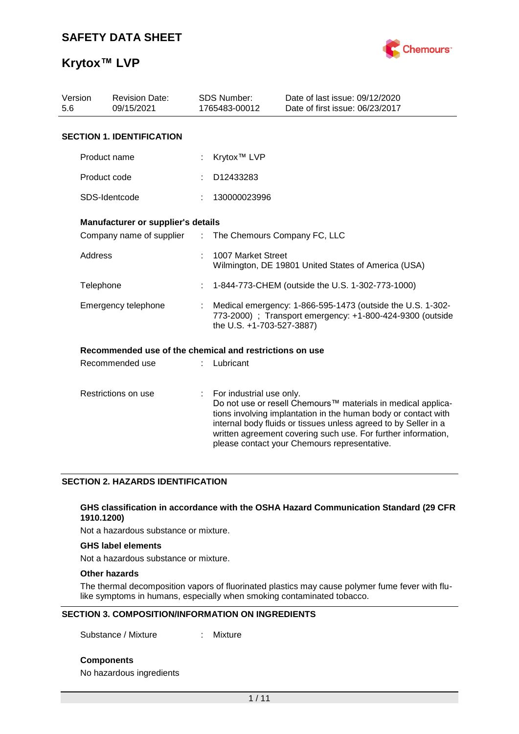# SAFETY DATA SHEET

# Krytox™ LVP

| Version | Revision Date: | SDS Number: | Date of last issue: 09/12/2020 |
|---|---|---|---|
| 5.6 | 09/15/2021 | 1765483-00012 | Date of first issue: 06/23/2017 |

## SECTION 1. IDENTIFICATION

Product name : Krytox™ LVP

Product code : D12433283

SDS-Identcode : 130000023996

**Manufacturer or supplier's details**

Company name of supplier : The Chemours Company FC, LLC

Address : 1007 Market Street
Wilmington, DE 19801 United States of America (USA)

Telephone : 1-844-773-CHEM (outside the U.S. 1-302-773-1000)

Emergency telephone : Medical emergency: 1-866-595-1473 (outside the U.S. 1-302-773-2000) ; Transport emergency: +1-800-424-9300 (outside the U.S. +1-703-527-3887)

**Recommended use of the chemical and restrictions on use**

Recommended use : Lubricant

Restrictions on use : For industrial use only.
Do not use or resell Chemours™ materials in medical applications involving implantation in the human body or contact with internal body fluids or tissues unless agreed to by Seller in a written agreement covering such use. For further information, please contact your Chemours representative.

## SECTION 2. HAZARDS IDENTIFICATION

**GHS classification in accordance with the OSHA Hazard Communication Standard (29 CFR 1910.1200)**

Not a hazardous substance or mixture.

**GHS label elements**

Not a hazardous substance or mixture.

**Other hazards**

The thermal decomposition vapors of fluorinated plastics may cause polymer fume fever with flu-like symptoms in humans, especially when smoking contaminated tobacco.

## SECTION 3. COMPOSITION/INFORMATION ON INGREDIENTS

Substance / Mixture : Mixture

**Components**

No hazardous ingredients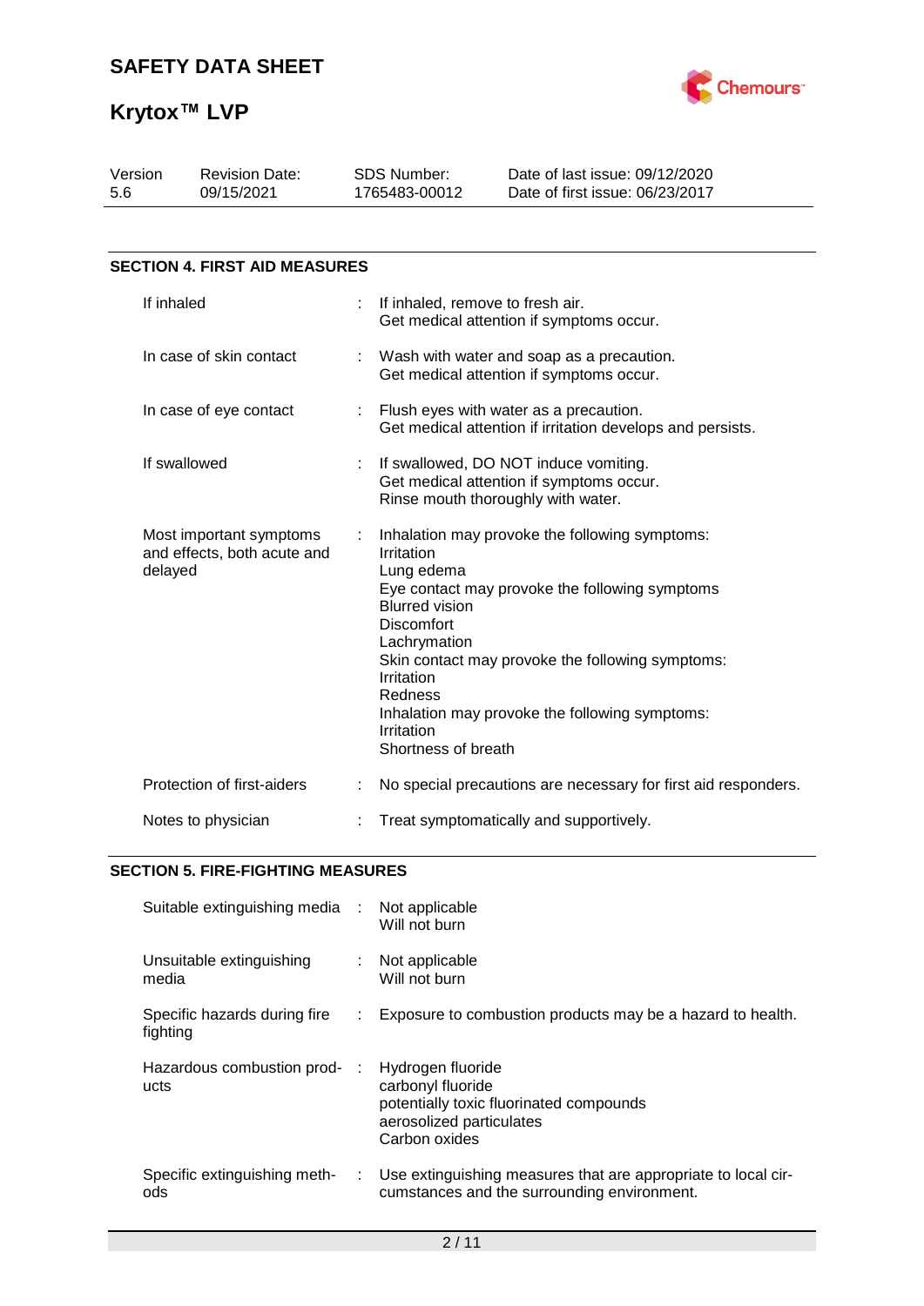## SECTION 4. FIRST AID MEASURES

| | |
|---|---|
| If inhaled | If inhaled, remove to fresh air.<br>Get medical attention if symptoms occur. |
| In case of skin contact | Wash with water and soap as a precaution.<br>Get medical attention if symptoms occur. |
| In case of eye contact | Flush eyes with water as a precaution.<br>Get medical attention if irritation develops and persists. |
| If swallowed | If swallowed, DO NOT induce vomiting.<br>Get medical attention if symptoms occur.<br>Rinse mouth thoroughly with water. |
| Most important symptoms and effects, both acute and delayed | Inhalation may provoke the following symptoms:<br>Irritation<br>Lung edema<br>Eye contact may provoke the following symptoms<br>Blurred vision<br>Discomfort<br>Lachrymation<br>Skin contact may provoke the following symptoms:<br>Irritation<br>Redness<br>Inhalation may provoke the following symptoms:<br>Irritation<br>Shortness of breath |
| Protection of first-aiders | No special precautions are necessary for first aid responders. |
| Notes to physician | Treat symptomatically and supportively. |

## SECTION 5. FIRE-FIGHTING MEASURES

| | |
|---|---|
| Suitable extinguishing media | Not applicable<br>Will not burn |
| Unsuitable extinguishing media | Not applicable<br>Will not burn |
| Specific hazards during fire fighting | Exposure to combustion products may be a hazard to health. |
| Hazardous combustion products | Hydrogen fluoride<br>carbonyl fluoride<br>potentially toxic fluorinated compounds<br>aerosolized particulates<br>Carbon oxides |
| Specific extinguishing methods | Use extinguishing measures that are appropriate to local circumstances and the surrounding environment. |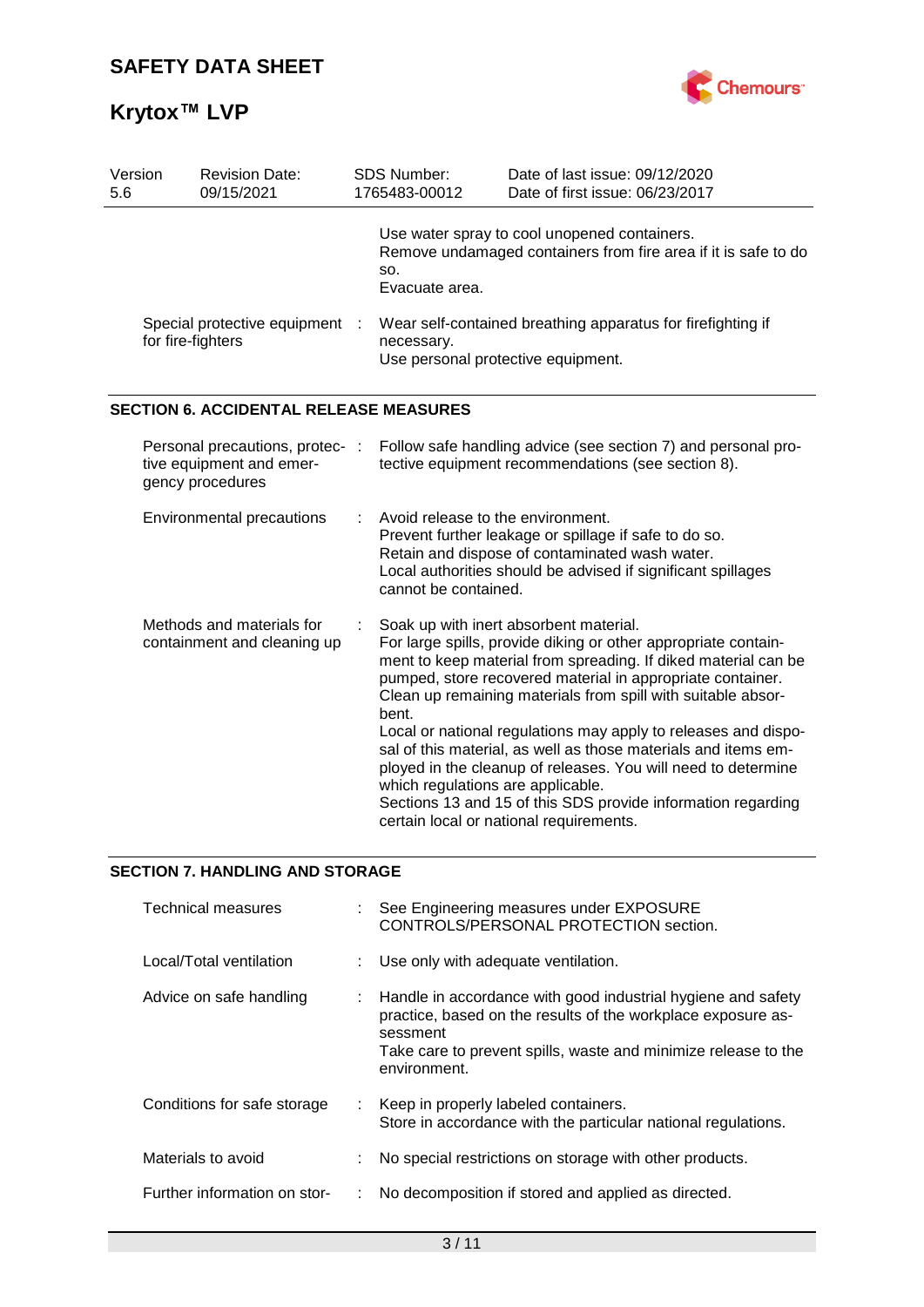| Version 5.6 | Revision Date: 09/15/2021 | SDS Number: 1765483-00012 | Date of last issue: 09/12/2020<br>Date of first issue: 06/23/2017 |
|---|---|---|---|

Use water spray to cool unopened containers.
Remove undamaged containers from fire area if it is safe to do so.
Evacuate area.

Special protective equipment for fire-fighters : Wear self-contained breathing apparatus for firefighting if necessary.
Use personal protective equipment.

## SECTION 6. ACCIDENTAL RELEASE MEASURES

Personal precautions, protective equipment and emergency procedures : Follow safe handling advice (see section 7) and personal protective equipment recommendations (see section 8).

Environmental precautions : Avoid release to the environment.
Prevent further leakage or spillage if safe to do so.
Retain and dispose of contaminated wash water.
Local authorities should be advised if significant spillages cannot be contained.

Methods and materials for containment and cleaning up : Soak up with inert absorbent material.
For large spills, provide diking or other appropriate containment to keep material from spreading. If diked material can be pumped, store recovered material in appropriate container.
Clean up remaining materials from spill with suitable absorbent.
Local or national regulations may apply to releases and disposal of this material, as well as those materials and items employed in the cleanup of releases. You will need to determine which regulations are applicable.
Sections 13 and 15 of this SDS provide information regarding certain local or national requirements.

## SECTION 7. HANDLING AND STORAGE

Technical measures : See Engineering measures under EXPOSURE CONTROLS/PERSONAL PROTECTION section.

Local/Total ventilation : Use only with adequate ventilation.

Advice on safe handling : Handle in accordance with good industrial hygiene and safety practice, based on the results of the workplace exposure assessment
Take care to prevent spills, waste and minimize release to the environment.

Conditions for safe storage : Keep in properly labeled containers.
Store in accordance with the particular national regulations.

Materials to avoid : No special restrictions on storage with other products.

Further information on stor- : No decomposition if stored and applied as directed.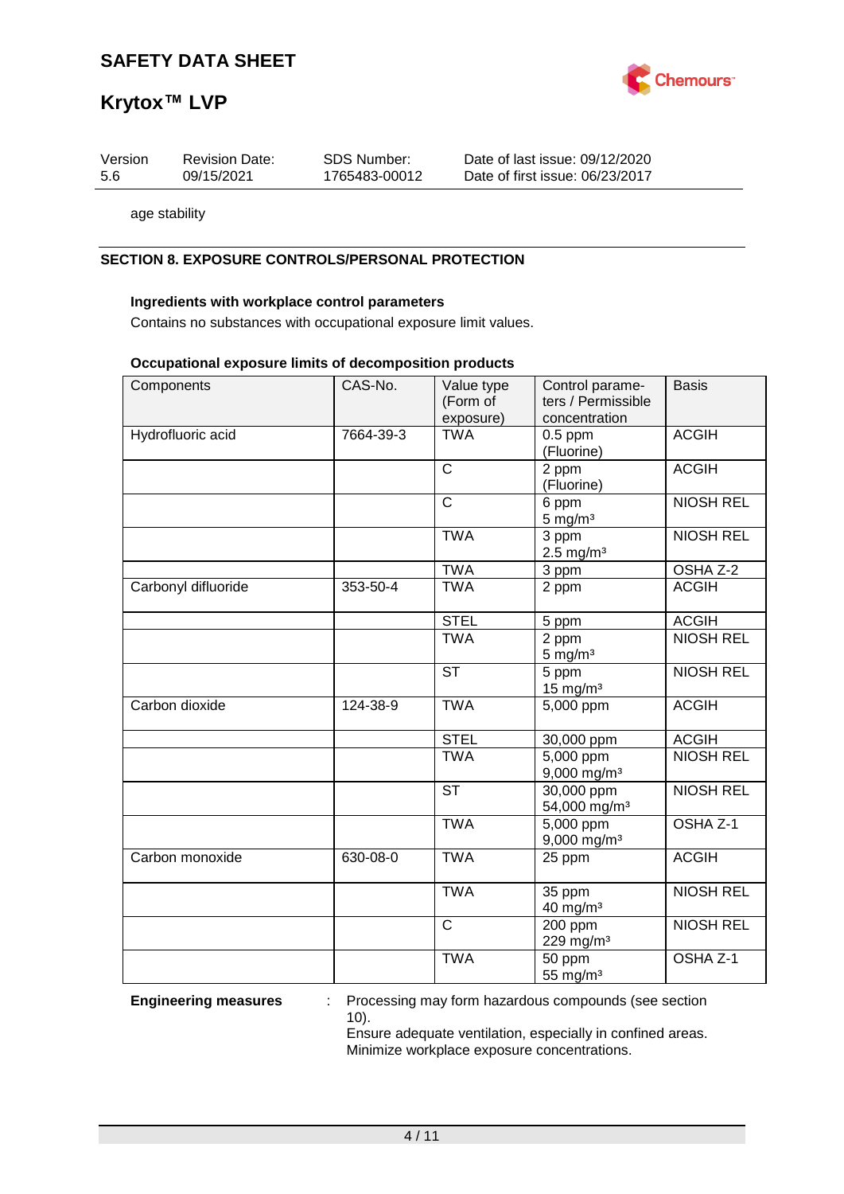age stability

## SECTION 8. EXPOSURE CONTROLS/PERSONAL PROTECTION

### Ingredients with workplace control parameters

Contains no substances with occupational exposure limit values.

### Occupational exposure limits of decomposition products

| Components | CAS-No. | Value type (Form of exposure) | Control parameters / Permissible concentration | Basis |
|---|---|---|---|---|
| Hydrofluoric acid | 7664-39-3 | TWA | 0.5 ppm (Fluorine) | ACGIH |
| | | C | 2 ppm (Fluorine) | ACGIH |
| | | C | 6 ppm 5 mg/m³ | NIOSH REL |
| | | TWA | 3 ppm 2.5 mg/m³ | NIOSH REL |
| | | TWA | 3 ppm | OSHA Z-2 |
| Carbonyl difluoride | 353-50-4 | TWA | 2 ppm | ACGIH |
| | | STEL | 5 ppm | ACGIH |
| | | TWA | 2 ppm 5 mg/m³ | NIOSH REL |
| | | ST | 5 ppm 15 mg/m³ | NIOSH REL |
| Carbon dioxide | 124-38-9 | TWA | 5,000 ppm | ACGIH |
| | | STEL | 30,000 ppm | ACGIH |
| | | TWA | 5,000 ppm 9,000 mg/m³ | NIOSH REL |
| | | ST | 30,000 ppm 54,000 mg/m³ | NIOSH REL |
| | | TWA | 5,000 ppm 9,000 mg/m³ | OSHA Z-1 |
| Carbon monoxide | 630-08-0 | TWA | 25 ppm | ACGIH |
| | | TWA | 35 ppm 40 mg/m³ | NIOSH REL |
| | | C | 200 ppm 229 mg/m³ | NIOSH REL |
| | | TWA | 50 ppm 55 mg/m³ | OSHA Z-1 |

**Engineering measures** : Processing may form hazardous compounds (see section 10).
Ensure adequate ventilation, especially in confined areas.
Minimize workplace exposure concentrations.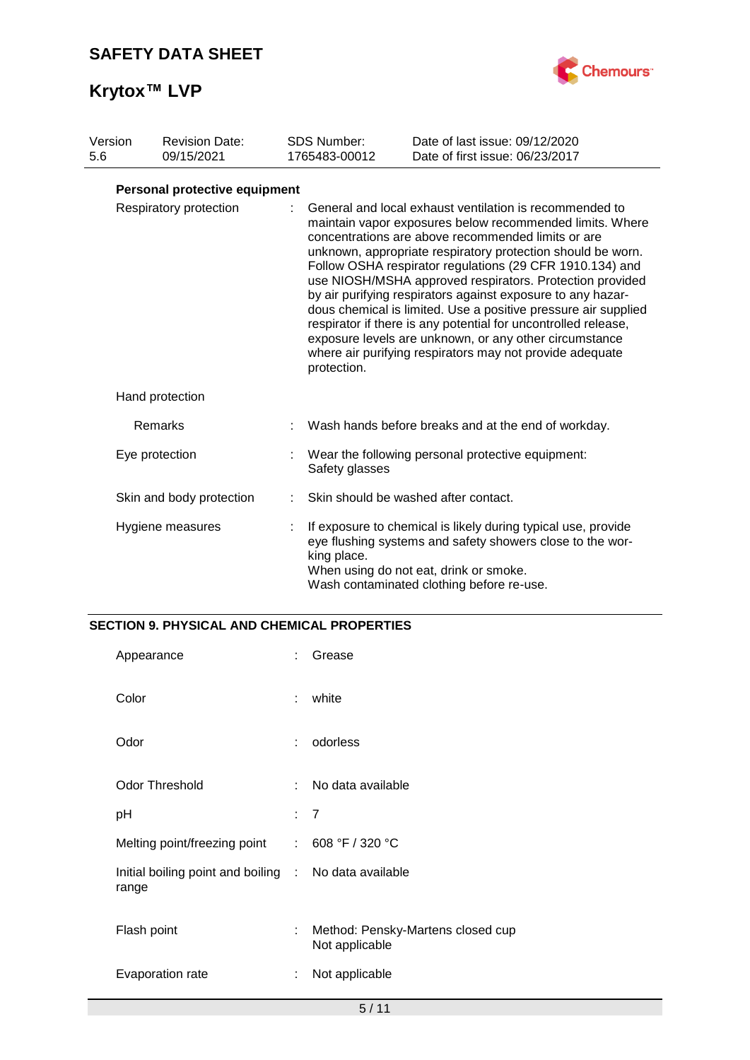| Version | Revision Date: | SDS Number: | Date of last issue: 09/12/2020 |
|---|---|---|---|
| 5.6 | 09/15/2021 | 1765483-00012 | Date of first issue: 06/23/2017 |

**Personal protective equipment**

| | | |
|---|---|---|
| Respiratory protection | : | General and local exhaust ventilation is recommended to maintain vapor exposures below recommended limits. Where concentrations are above recommended limits or are unknown, appropriate respiratory protection should be worn. Follow OSHA respirator regulations (29 CFR 1910.134) and use NIOSH/MSHA approved respirators. Protection provided by air purifying respirators against exposure to any hazardous chemical is limited. Use a positive pressure air supplied respirator if there is any potential for uncontrolled release, exposure levels are unknown, or any other circumstance where air purifying respirators may not provide adequate protection. |
| Hand protection | | |
| Remarks | : | Wash hands before breaks and at the end of workday. |
| Eye protection | : | Wear the following personal protective equipment:<br>Safety glasses |
| Skin and body protection | : | Skin should be washed after contact. |
| Hygiene measures | : | If exposure to chemical is likely during typical use, provide eye flushing systems and safety showers close to the working place.<br>When using do not eat, drink or smoke.<br>Wash contaminated clothing before re-use. |

## SECTION 9. PHYSICAL AND CHEMICAL PROPERTIES

| | | |
|---|---|---|
| Appearance | : | Grease |
| Color | : | white |
| Odor | : | odorless |
| Odor Threshold | : | No data available |
| pH | : | 7 |
| Melting point/freezing point | : | 608 °F / 320 °C |
| Initial boiling point and boiling range | : | No data available |
| Flash point | : | Method: Pensky-Martens closed cup<br>Not applicable |
| Evaporation rate | : | Not applicable |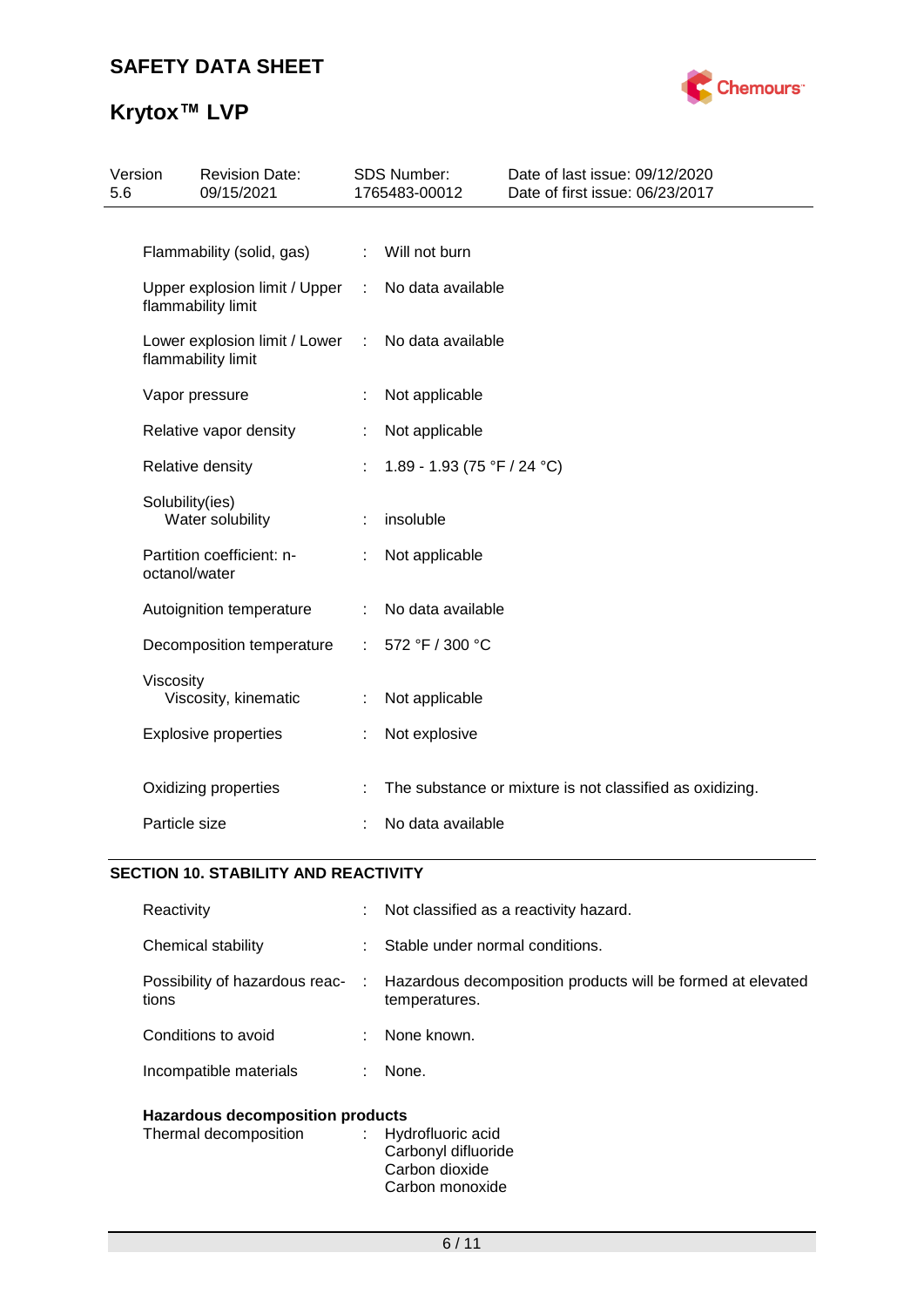| | | |
|---|---|---|
| Flammability (solid, gas) | : | Will not burn |
| Upper explosion limit / Upper flammability limit | : | No data available |
| Lower explosion limit / Lower flammability limit | : | No data available |
| Vapor pressure | : | Not applicable |
| Relative vapor density | : | Not applicable |
| Relative density | : | 1.89 - 1.93 (75 °F / 24 °C) |
| Solubility(ies)<br>Water solubility | : | insoluble |
| Partition coefficient: n-octanol/water | : | Not applicable |
| Autoignition temperature | : | No data available |
| Decomposition temperature | : | 572 °F / 300 °C |
| Viscosity<br>Viscosity, kinematic | : | Not applicable |
| Explosive properties | : | Not explosive |
| Oxidizing properties | : | The substance or mixture is not classified as oxidizing. |
| Particle size | : | No data available |

## SECTION 10. STABILITY AND REACTIVITY

| | | |
|---|---|---|
| Reactivity | : | Not classified as a reactivity hazard. |
| Chemical stability | : | Stable under normal conditions. |
| Possibility of hazardous reactions | : | Hazardous decomposition products will be formed at elevated temperatures. |
| Conditions to avoid | : | None known. |
| Incompatible materials | : | None. |

**Hazardous decomposition products**

| | | |
|---|---|---|
| Thermal decomposition | : | Hydrofluoric acid<br>Carbonyl difluoride<br>Carbon dioxide<br>Carbon monoxide |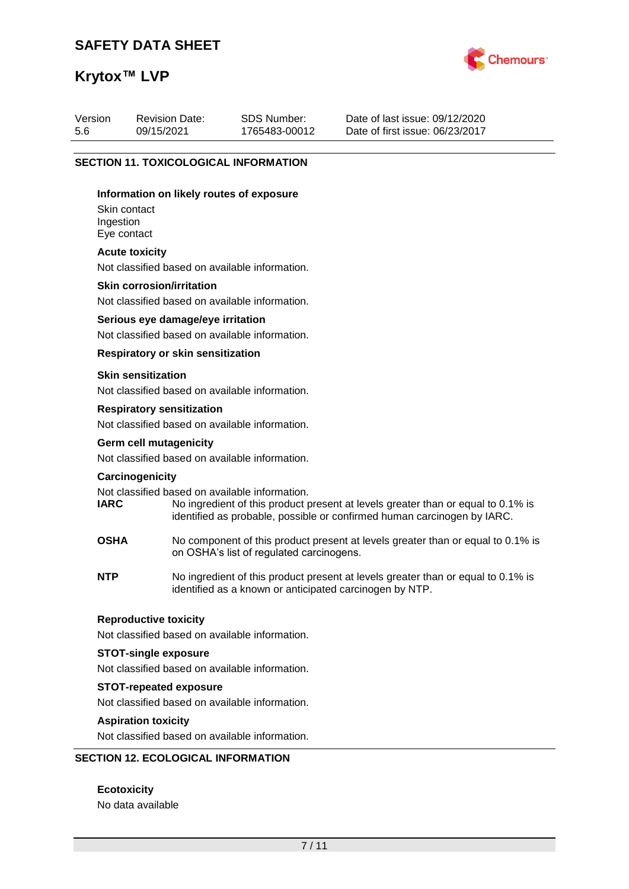## SECTION 11. TOXICOLOGICAL INFORMATION

**Information on likely routes of exposure**

Skin contact
Ingestion
Eye contact

**Acute toxicity**

Not classified based on available information.

**Skin corrosion/irritation**

Not classified based on available information.

**Serious eye damage/eye irritation**

Not classified based on available information.

**Respiratory or skin sensitization**

**Skin sensitization**

Not classified based on available information.

**Respiratory sensitization**

Not classified based on available information.

**Germ cell mutagenicity**

Not classified based on available information.

**Carcinogenicity**

Not classified based on available information.

**IARC** No ingredient of this product present at levels greater than or equal to 0.1% is identified as probable, possible or confirmed human carcinogen by IARC.

**OSHA** No component of this product present at levels greater than or equal to 0.1% is on OSHA's list of regulated carcinogens.

**NTP** No ingredient of this product present at levels greater than or equal to 0.1% is identified as a known or anticipated carcinogen by NTP.

**Reproductive toxicity**

Not classified based on available information.

**STOT-single exposure**

Not classified based on available information.

**STOT-repeated exposure**

Not classified based on available information.

**Aspiration toxicity**

Not classified based on available information.

## SECTION 12. ECOLOGICAL INFORMATION

**Ecotoxicity**

No data available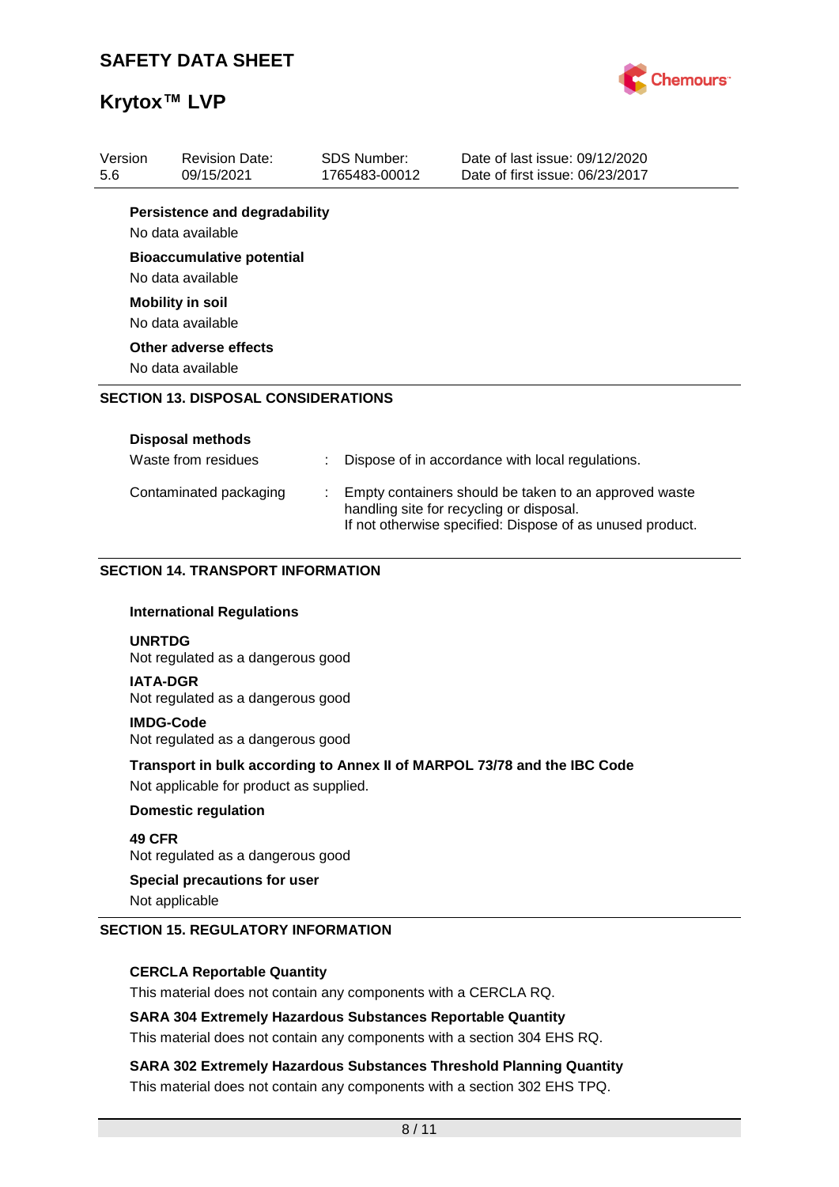**Persistence and degradability**

No data available

**Bioaccumulative potential**

No data available

**Mobility in soil**

No data available

**Other adverse effects**

No data available

## SECTION 13. DISPOSAL CONSIDERATIONS

**Disposal methods**

| | | |
|---|---|---|
| Waste from residues | : | Dispose of in accordance with local regulations. |
| Contaminated packaging | : | Empty containers should be taken to an approved waste handling site for recycling or disposal. If not otherwise specified: Dispose of as unused product. |

## SECTION 14. TRANSPORT INFORMATION

**International Regulations**

**UNRTDG**
Not regulated as a dangerous good

**IATA-DGR**
Not regulated as a dangerous good

**IMDG-Code**
Not regulated as a dangerous good

**Transport in bulk according to Annex II of MARPOL 73/78 and the IBC Code**

Not applicable for product as supplied.

**Domestic regulation**

**49 CFR**
Not regulated as a dangerous good

**Special precautions for user**

Not applicable

## SECTION 15. REGULATORY INFORMATION

**CERCLA Reportable Quantity**

This material does not contain any components with a CERCLA RQ.

**SARA 304 Extremely Hazardous Substances Reportable Quantity**

This material does not contain any components with a section 304 EHS RQ.

**SARA 302 Extremely Hazardous Substances Threshold Planning Quantity**

This material does not contain any components with a section 302 EHS TPQ.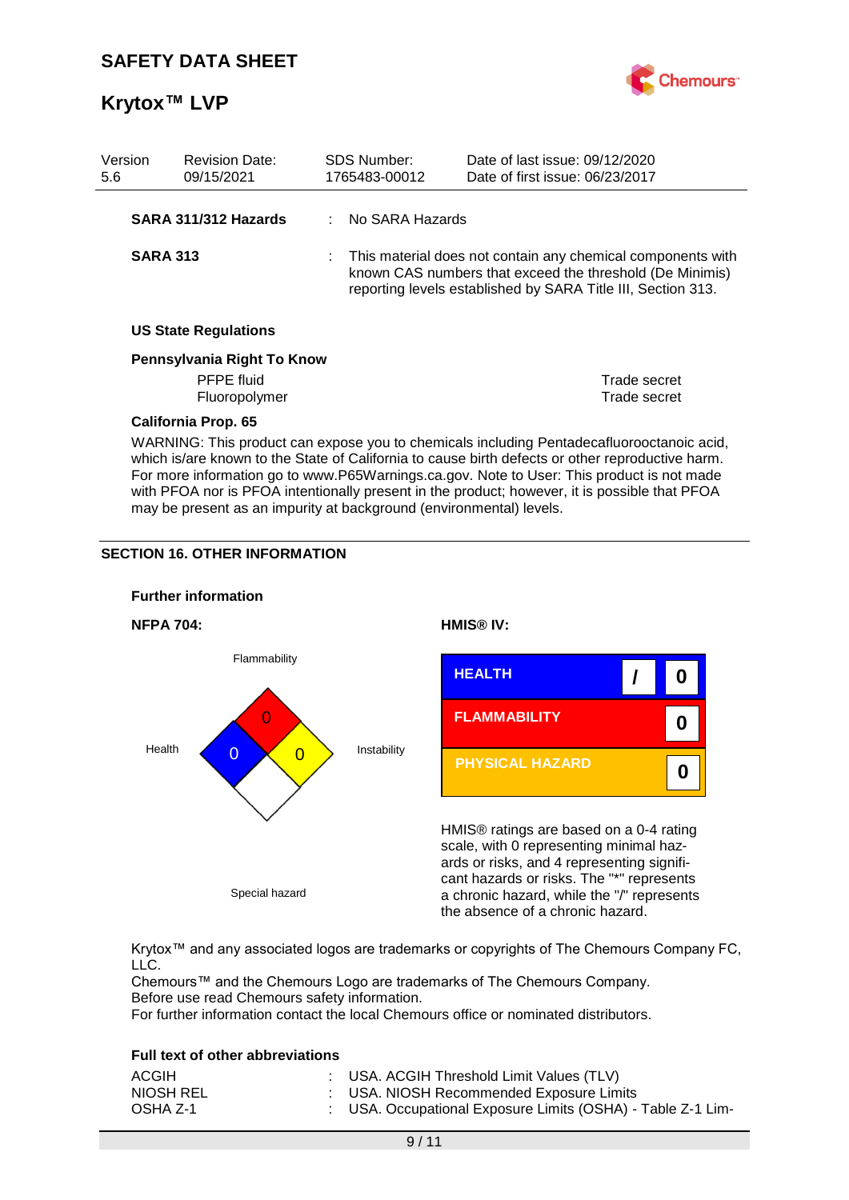| Version 5.6 | Revision Date: 09/15/2021 | SDS Number: 1765483-00012 | Date of last issue: 09/12/2020<br>Date of first issue: 06/23/2017 |
|---|---|---|---|

**SARA 311/312 Hazards** : No SARA Hazards

**SARA 313** : This material does not contain any chemical components with known CAS numbers that exceed the threshold (De Minimis) reporting levels established by SARA Title III, Section 313.

**US State Regulations**

**Pennsylvania Right To Know**

| | |
|---|---|
| PFPE fluid | Trade secret |
| Fluoropolymer | Trade secret |

**California Prop. 65**

WARNING: This product can expose you to chemicals including Pentadecafluorooctanoic acid, which is/are known to the State of California to cause birth defects or other reproductive harm. For more information go to www.P65Warnings.ca.gov. Note to User: This product is not made with PFOA nor is PFOA intentionally present in the product; however, it is possible that PFOA may be present as an impurity at background (environmental) levels.

## SECTION 16. OTHER INFORMATION

**Further information**

**NFPA 704:**

| | |
|---|---|
| Flammability | 0 |
| Health | 0 |
| Instability | 0 |
| Special hazard | |

**HMIS® IV:**

| | | |
|---|---|---|
| HEALTH | / | 0 |
| FLAMMABILITY | | 0 |
| PHYSICAL HAZARD | | 0 |

HMIS® ratings are based on a 0-4 rating scale, with 0 representing minimal hazards or risks, and 4 representing significant hazards or risks. The "*" represents a chronic hazard, while the "/" represents the absence of a chronic hazard.

Krytox™ and any associated logos are trademarks or copyrights of The Chemours Company FC, LLC.
Chemours™ and the Chemours Logo are trademarks of The Chemours Company.
Before use read Chemours safety information.
For further information contact the local Chemours office or nominated distributors.

**Full text of other abbreviations**

| | |
|---|---|
| ACGIH | : USA. ACGIH Threshold Limit Values (TLV) |
| NIOSH REL | : USA. NIOSH Recommended Exposure Limits |
| OSHA Z-1 | : USA. Occupational Exposure Limits (OSHA) - Table Z-1 Lim- |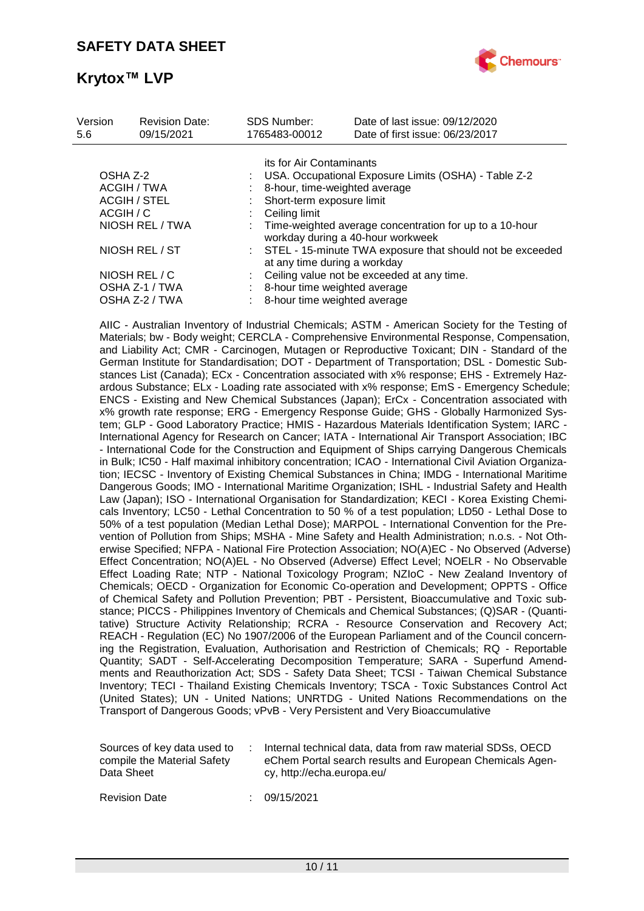| Version 5.6 | Revision Date: 09/15/2021 | SDS Number: 1765483-00012 | Date of last issue: 09/12/2020 Date of first issue: 06/23/2017 |
|---|---|---|---|

its for Air Contaminants

| | | |
|---|---|---|
| OSHA Z-2 | : | USA. Occupational Exposure Limits (OSHA) - Table Z-2 |
| ACGIH / TWA | : | 8-hour, time-weighted average |
| ACGIH / STEL | : | Short-term exposure limit |
| ACGIH / C | : | Ceiling limit |
| NIOSH REL / TWA | : | Time-weighted average concentration for up to a 10-hour workday during a 40-hour workweek |
| NIOSH REL / ST | : | STEL - 15-minute TWA exposure that should not be exceeded at any time during a workday |
| NIOSH REL / C | : | Ceiling value not be exceeded at any time. |
| OSHA Z-1 / TWA | : | 8-hour time weighted average |
| OSHA Z-2 / TWA | : | 8-hour time weighted average |

AIIC - Australian Inventory of Industrial Chemicals; ASTM - American Society for the Testing of Materials; bw - Body weight; CERCLA - Comprehensive Environmental Response, Compensation, and Liability Act; CMR - Carcinogen, Mutagen or Reproductive Toxicant; DIN - Standard of the German Institute for Standardisation; DOT - Department of Transportation; DSL - Domestic Substances List (Canada); ECx - Concentration associated with x% response; EHS - Extremely Hazardous Substance; ELx - Loading rate associated with x% response; EmS - Emergency Schedule; ENCS - Existing and New Chemical Substances (Japan); ErCx - Concentration associated with x% growth rate response; ERG - Emergency Response Guide; GHS - Globally Harmonized System; GLP - Good Laboratory Practice; HMIS - Hazardous Materials Identification System; IARC - International Agency for Research on Cancer; IATA - International Air Transport Association; IBC - International Code for the Construction and Equipment of Ships carrying Dangerous Chemicals in Bulk; IC50 - Half maximal inhibitory concentration; ICAO - International Civil Aviation Organization; IECSC - Inventory of Existing Chemical Substances in China; IMDG - International Maritime Dangerous Goods; IMO - International Maritime Organization; ISHL - Industrial Safety and Health Law (Japan); ISO - International Organisation for Standardization; KECI - Korea Existing Chemicals Inventory; LC50 - Lethal Concentration to 50 % of a test population; LD50 - Lethal Dose to 50% of a test population (Median Lethal Dose); MARPOL - International Convention for the Prevention of Pollution from Ships; MSHA - Mine Safety and Health Administration; n.o.s. - Not Otherwise Specified; NFPA - National Fire Protection Association; NO(A)EC - No Observed (Adverse) Effect Concentration; NO(A)EL - No Observed (Adverse) Effect Level; NOELR - No Observable Effect Loading Rate; NTP - National Toxicology Program; NZIoC - New Zealand Inventory of Chemicals; OECD - Organization for Economic Co-operation and Development; OPPTS - Office of Chemical Safety and Pollution Prevention; PBT - Persistent, Bioaccumulative and Toxic substance; PICCS - Philippines Inventory of Chemicals and Chemical Substances; (Q)SAR - (Quantitative) Structure Activity Relationship; RCRA - Resource Conservation and Recovery Act; REACH - Regulation (EC) No 1907/2006 of the European Parliament and of the Council concerning the Registration, Evaluation, Authorisation and Restriction of Chemicals; RQ - Reportable Quantity; SADT - Self-Accelerating Decomposition Temperature; SARA - Superfund Amendments and Reauthorization Act; SDS - Safety Data Sheet; TCSI - Taiwan Chemical Substance Inventory; TECI - Thailand Existing Chemicals Inventory; TSCA - Toxic Substances Control Act (United States); UN - United Nations; UNRTDG - United Nations Recommendations on the Transport of Dangerous Goods; vPvB - Very Persistent and Very Bioaccumulative

| | | |
|---|---|---|
| Sources of key data used to compile the Material Safety Data Sheet | : | Internal technical data, data from raw material SDSs, OECD eChem Portal search results and European Chemicals Agency, http://echa.europa.eu/ |
| Revision Date | : | 09/15/2021 |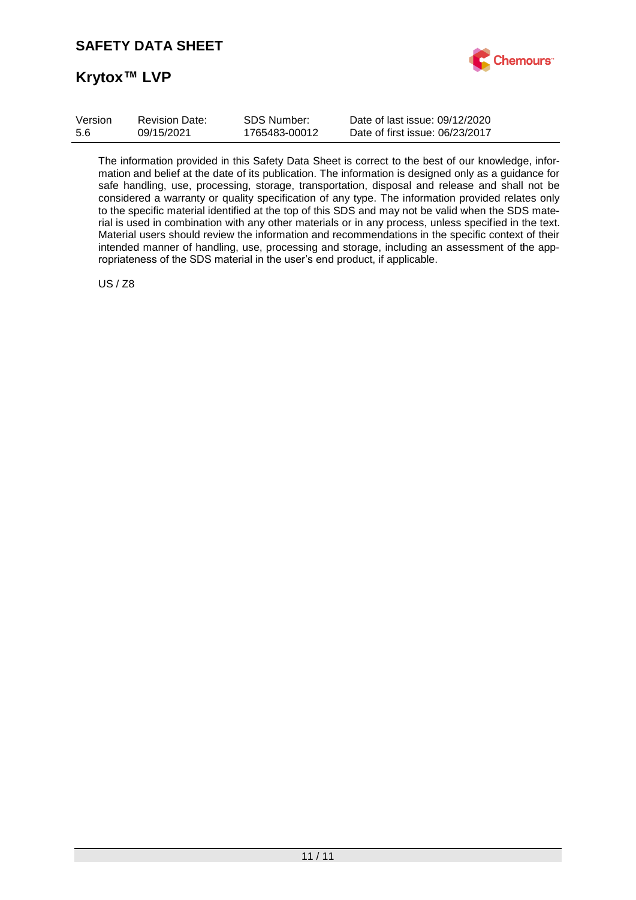The information provided in this Safety Data Sheet is correct to the best of our knowledge, information and belief at the date of its publication. The information is designed only as a guidance for safe handling, use, processing, storage, transportation, disposal and release and shall not be considered a warranty or quality specification of any type. The information provided relates only to the specific material identified at the top of this SDS and may not be valid when the SDS material is used in combination with any other materials or in any process, unless specified in the text. Material users should review the information and recommendations in the specific context of their intended manner of handling, use, processing and storage, including an assessment of the appropriateness of the SDS material in the user's end product, if applicable.

US / Z8